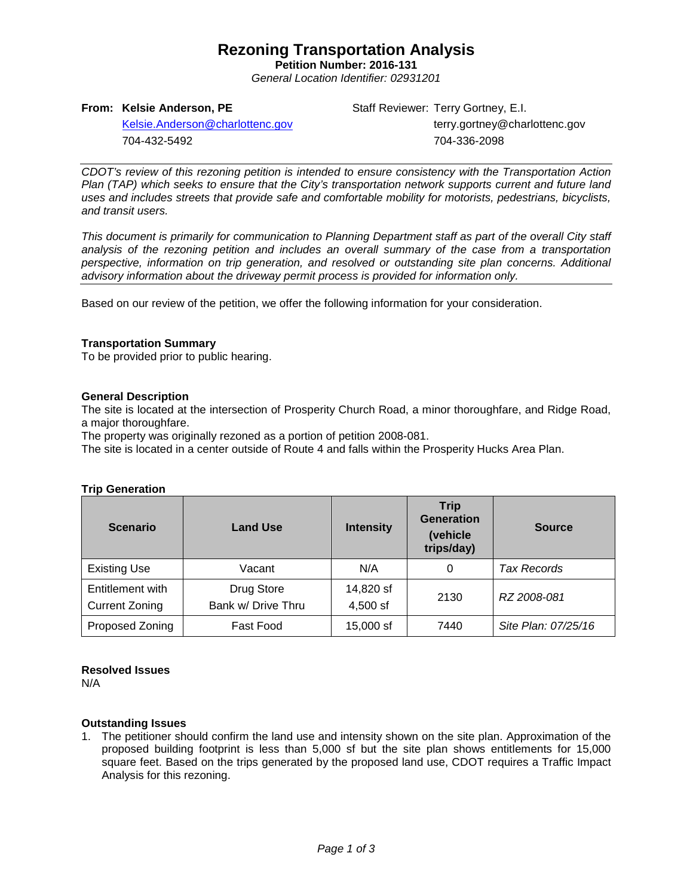# Rezoning Transportation Analysis

**Petition Number: 2016-131**

*General Location Identifier: 02931201*

**From: Kelsie Anderson, PE**
Kelsie.Anderson@charlottenc.gov
704-432-5492

Staff Reviewer: Terry Gortney, E.I.
terry.gortney@charlottenc.gov
704-336-2098

*CDOT's review of this rezoning petition is intended to ensure consistency with the Transportation Action Plan (TAP) which seeks to ensure that the City's transportation network supports current and future land uses and includes streets that provide safe and comfortable mobility for motorists, pedestrians, bicyclists, and transit users.*

*This document is primarily for communication to Planning Department staff as part of the overall City staff analysis of the rezoning petition and includes an overall summary of the case from a transportation perspective, information on trip generation, and resolved or outstanding site plan concerns. Additional advisory information about the driveway permit process is provided for information only.*

Based on our review of the petition, we offer the following information for your consideration.

**Transportation Summary**

To be provided prior to public hearing.

**General Description**

The site is located at the intersection of Prosperity Church Road, a minor thoroughfare, and Ridge Road, a major thoroughfare.

The property was originally rezoned as a portion of petition 2008-081.

The site is located in a center outside of Route 4 and falls within the Prosperity Hucks Area Plan.

**Trip Generation**

| Scenario | Land Use | Intensity | Trip Generation (vehicle trips/day) | Source |
|---|---|---|---|---|
| Existing Use | Vacant | N/A | 0 | *Tax Records* |
| Entitlement with Current Zoning | Drug Store<br>Bank w/ Drive Thru | 14,820 sf<br>4,500 sf | 2130 | *RZ 2008-081* |
| Proposed Zoning | Fast Food | 15,000 sf | 7440 | *Site Plan: 07/25/16* |

**Resolved Issues**

N/A

**Outstanding Issues**

1. The petitioner should confirm the land use and intensity shown on the site plan. Approximation of the proposed building footprint is less than 5,000 sf but the site plan shows entitlements for 15,000 square feet. Based on the trips generated by the proposed land use, CDOT requires a Traffic Impact Analysis for this rezoning.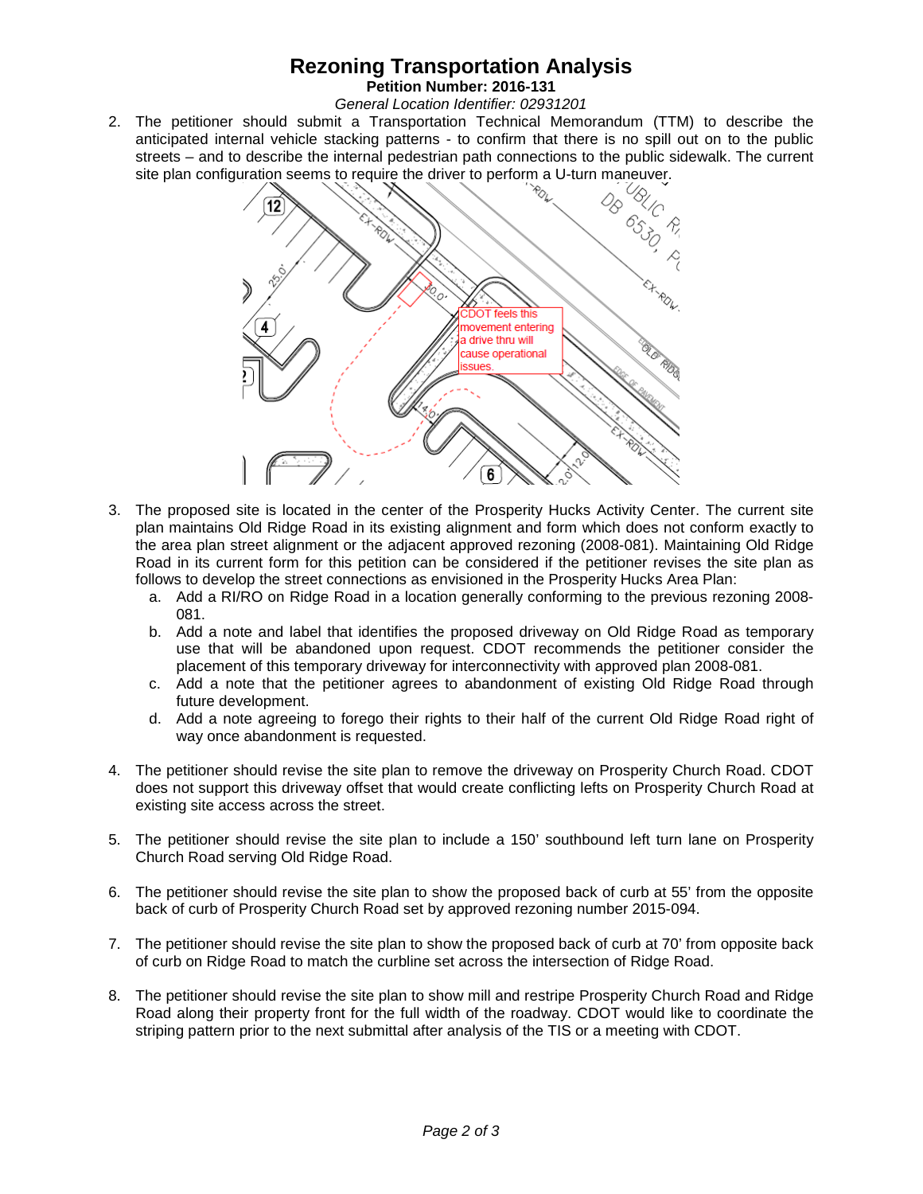# Rezoning Transportation Analysis

**Petition Number: 2016-131**

*General Location Identifier: 02931201*

2. The petitioner should submit a Transportation Technical Memorandum (TTM) to describe the anticipated internal vehicle stacking patterns - to confirm that there is no spill out on to the public streets – and to describe the internal pedestrian path connections to the public sidewalk. The current site plan configuration seems to require the driver to perform a U-turn maneuver.

CDOT feels this movement entering a drive thru will cause operational issues.

3. The proposed site is located in the center of the Prosperity Hucks Activity Center. The current site plan maintains Old Ridge Road in its existing alignment and form which does not conform exactly to the area plan street alignment or the adjacent approved rezoning (2008-081). Maintaining Old Ridge Road in its current form for this petition can be considered if the petitioner revises the site plan as follows to develop the street connections as envisioned in the Prosperity Hucks Area Plan:
   a. Add a RI/RO on Ridge Road in a location generally conforming to the previous rezoning 2008-081.
   b. Add a note and label that identifies the proposed driveway on Old Ridge Road as temporary use that will be abandoned upon request. CDOT recommends the petitioner consider the placement of this temporary driveway for interconnectivity with approved plan 2008-081.
   c. Add a note that the petitioner agrees to abandonment of existing Old Ridge Road through future development.
   d. Add a note agreeing to forego their rights to their half of the current Old Ridge Road right of way once abandonment is requested.

4. The petitioner should revise the site plan to remove the driveway on Prosperity Church Road. CDOT does not support this driveway offset that would create conflicting lefts on Prosperity Church Road at existing site access across the street.

5. The petitioner should revise the site plan to include a 150' southbound left turn lane on Prosperity Church Road serving Old Ridge Road.

6. The petitioner should revise the site plan to show the proposed back of curb at 55' from the opposite back of curb of Prosperity Church Road set by approved rezoning number 2015-094.

7. The petitioner should revise the site plan to show the proposed back of curb at 70' from opposite back of curb on Ridge Road to match the curbline set across the intersection of Ridge Road.

8. The petitioner should revise the site plan to show mill and restripe Prosperity Church Road and Ridge Road along their property front for the full width of the roadway. CDOT would like to coordinate the striping pattern prior to the next submittal after analysis of the TIS or a meeting with CDOT.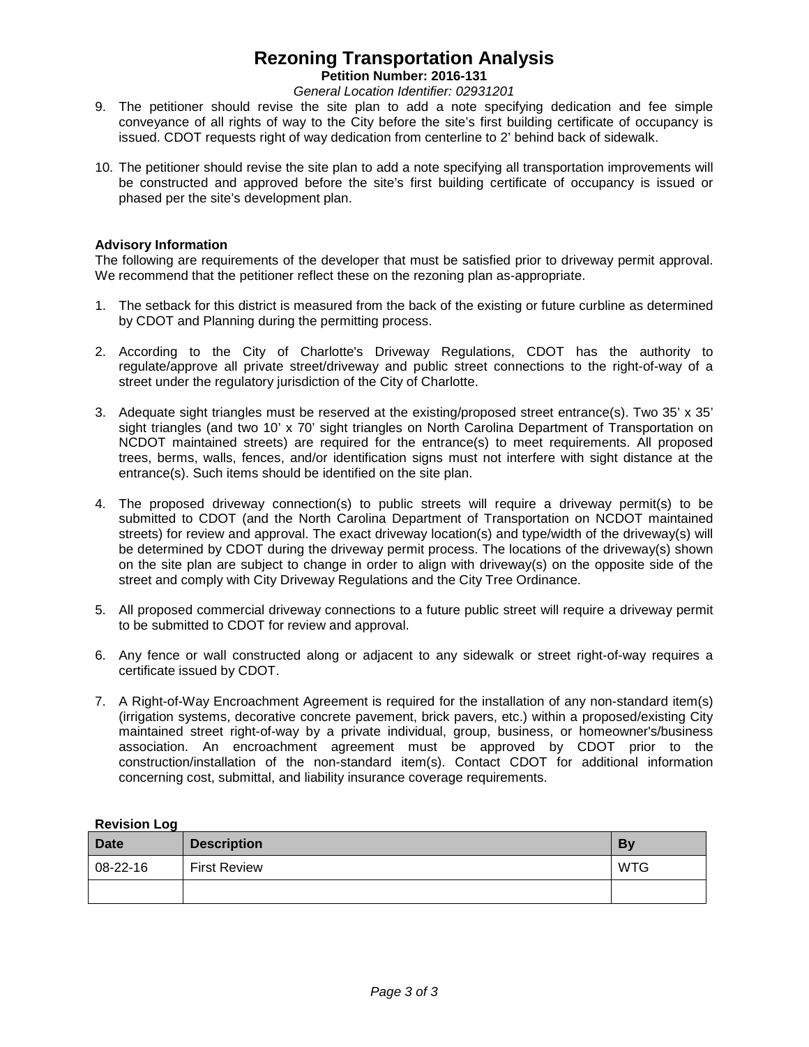9. The petitioner should revise the site plan to add a note specifying dedication and fee simple conveyance of all rights of way to the City before the site's first building certificate of occupancy is issued. CDOT requests right of way dedication from centerline to 2' behind back of sidewalk.

10. The petitioner should revise the site plan to add a note specifying all transportation improvements will be constructed and approved before the site's first building certificate of occupancy is issued or phased per the site's development plan.

**Advisory Information**

The following are requirements of the developer that must be satisfied prior to driveway permit approval. We recommend that the petitioner reflect these on the rezoning plan as-appropriate.

1. The setback for this district is measured from the back of the existing or future curbline as determined by CDOT and Planning during the permitting process.

2. According to the City of Charlotte's Driveway Regulations, CDOT has the authority to regulate/approve all private street/driveway and public street connections to the right-of-way of a street under the regulatory jurisdiction of the City of Charlotte.

3. Adequate sight triangles must be reserved at the existing/proposed street entrance(s). Two 35' x 35' sight triangles (and two 10' x 70' sight triangles on North Carolina Department of Transportation on NCDOT maintained streets) are required for the entrance(s) to meet requirements. All proposed trees, berms, walls, fences, and/or identification signs must not interfere with sight distance at the entrance(s). Such items should be identified on the site plan.

4. The proposed driveway connection(s) to public streets will require a driveway permit(s) to be submitted to CDOT (and the North Carolina Department of Transportation on NCDOT maintained streets) for review and approval. The exact driveway location(s) and type/width of the driveway(s) will be determined by CDOT during the driveway permit process. The locations of the driveway(s) shown on the site plan are subject to change in order to align with driveway(s) on the opposite side of the street and comply with City Driveway Regulations and the City Tree Ordinance.

5. All proposed commercial driveway connections to a future public street will require a driveway permit to be submitted to CDOT for review and approval.

6. Any fence or wall constructed along or adjacent to any sidewalk or street right-of-way requires a certificate issued by CDOT.

7. A Right-of-Way Encroachment Agreement is required for the installation of any non-standard item(s) (irrigation systems, decorative concrete pavement, brick pavers, etc.) within a proposed/existing City maintained street right-of-way by a private individual, group, business, or homeowner's/business association. An encroachment agreement must be approved by CDOT prior to the construction/installation of the non-standard item(s). Contact CDOT for additional information concerning cost, submittal, and liability insurance coverage requirements.

**Revision Log**

| Date | Description | By |
|---|---|---|
| 08-22-16 | First Review | WTG |
| | | |